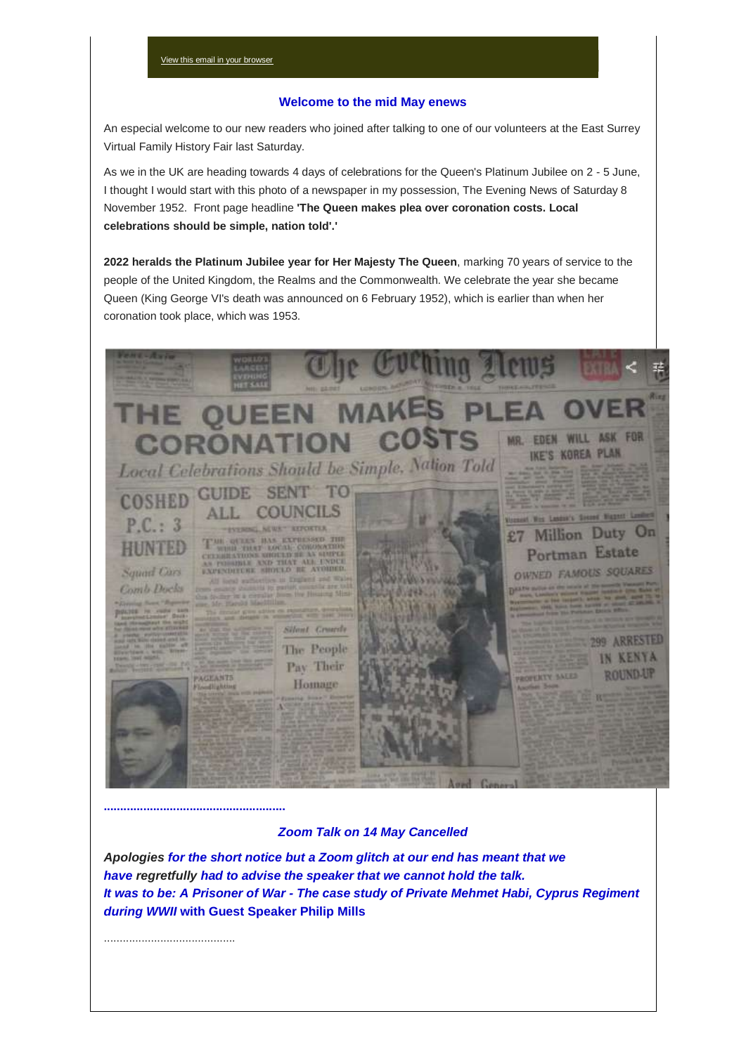View this email in your browser

## Welcome to the mid May enews

An especial welcome to our new readers who joined after talking to one of our volunteers at the East Surrey Virtual Family History Fair last Saturday.

As we in the UK are heading towards 4 days of celebrations for the Queen's Platinum Jubilee on 2 - 5 June, I thought I would start with this photo of a newspaper in my possession, The Evening News of Saturday 8 November 1952. Front page headline **'The Queen makes plea over coronation costs. Local celebrations should be simple, nation told'.'**

**2022 heralds the Platinum Jubilee year for Her Majesty The Queen**, marking 70 years of service to the people of the United Kingdom, the Realms and the Commonwealth. We celebrate the year she became Queen (King George VI's death was announced on 6 February 1952), which is earlier than when her coronation took place, which was 1953.

**......................................................**

## *Zoom Talk on 14 May Cancelled*

***Apologies for the short notice but a Zoom glitch at our end has meant that we have regretfully had to advise the speaker that we cannot hold the talk.***
***It was to be: A Prisoner of War - The case study of Private Mehmet Habi, Cyprus Regiment during WWII* with Guest Speaker Philip Mills**

..........................................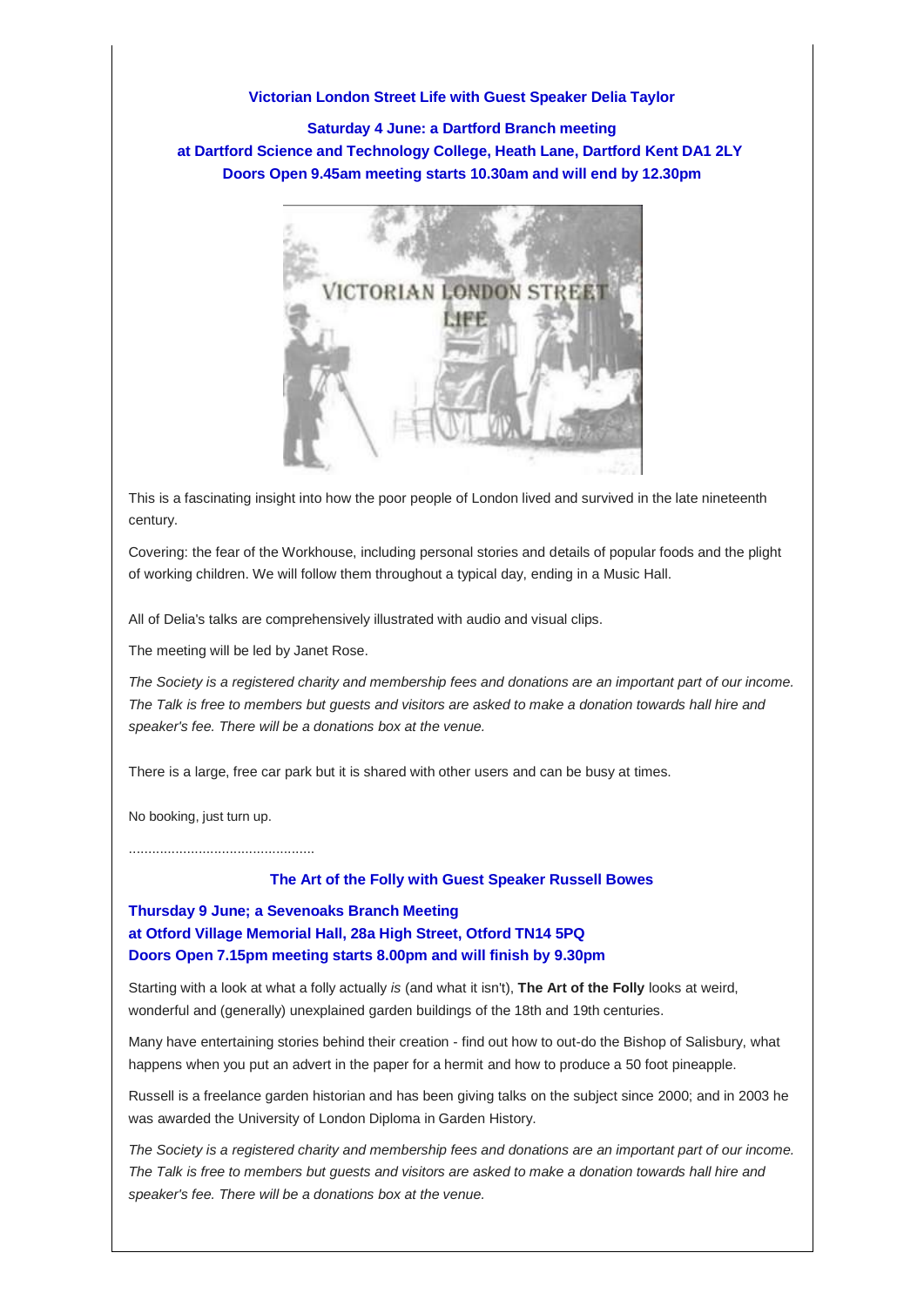**Victorian London Street Life with Guest Speaker Delia Taylor**

**Saturday 4 June: a Dartford Branch meeting**
**at Dartford Science and Technology College, Heath Lane, Dartford Kent DA1 2LY**
**Doors Open 9.45am meeting starts 10.30am and will end by 12.30pm**

This is a fascinating insight into how the poor people of London lived and survived in the late nineteenth century.

Covering: the fear of the Workhouse, including personal stories and details of popular foods and the plight of working children. We will follow them throughout a typical day, ending in a Music Hall.

All of Delia's talks are comprehensively illustrated with audio and visual clips.

The meeting will be led by Janet Rose.

*The Society is a registered charity and membership fees and donations are an important part of our income. The Talk is free to members but guests and visitors are asked to make a donation towards hall hire and speaker's fee. There will be a donations box at the venue.*

There is a large, free car park but it is shared with other users and can be busy at times.

No booking, just turn up.

................................................

**The Art of the Folly with Guest Speaker Russell Bowes**

**Thursday 9 June; a Sevenoaks Branch Meeting**
**at Otford Village Memorial Hall, 28a High Street, Otford TN14 5PQ**
**Doors Open 7.15pm meeting starts 8.00pm and will finish by 9.30pm**

Starting with a look at what a folly actually *is* (and what it isn't), **The Art of the Folly** looks at weird, wonderful and (generally) unexplained garden buildings of the 18th and 19th centuries.

Many have entertaining stories behind their creation - find out how to out-do the Bishop of Salisbury, what happens when you put an advert in the paper for a hermit and how to produce a 50 foot pineapple.

Russell is a freelance garden historian and has been giving talks on the subject since 2000; and in 2003 he was awarded the University of London Diploma in Garden History.

*The Society is a registered charity and membership fees and donations are an important part of our income. The Talk is free to members but guests and visitors are asked to make a donation towards hall hire and speaker's fee. There will be a donations box at the venue.*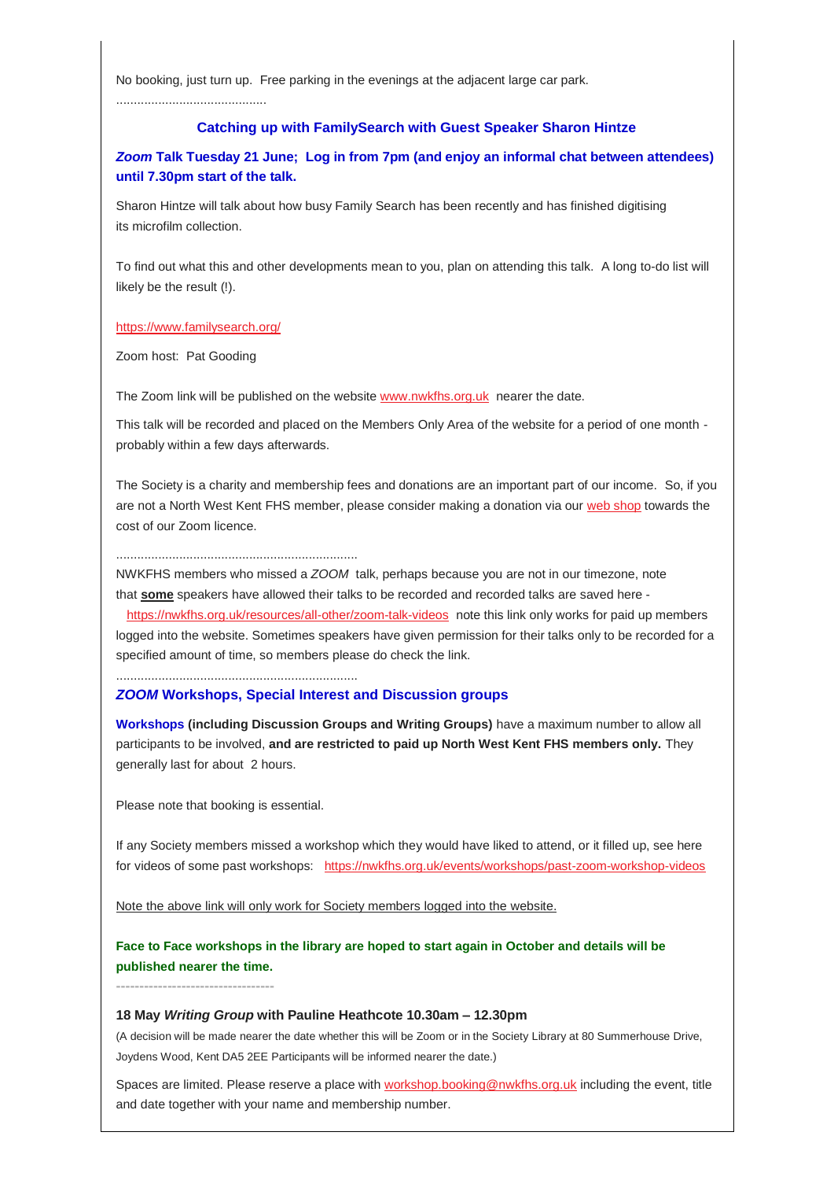No booking, just turn up.  Free parking in the evenings at the adjacent large car park.

...........................................

### Catching up with FamilySearch with Guest Speaker Sharon Hintze

***Zoom* Talk Tuesday 21 June;  Log in from 7pm (and enjoy an informal chat between attendees) until 7.30pm start of the talk.**

Sharon Hintze will talk about how busy Family Search has been recently and has finished digitising its microfilm collection.

To find out what this and other developments mean to you, plan on attending this talk.  A long to-do list will likely be the result (!).

https://www.familysearch.org/

Zoom host:  Pat Gooding

The Zoom link will be published on the website www.nwkfhs.org.uk  nearer the date.

This talk will be recorded and placed on the Members Only Area of the website for a period of one month - probably within a few days afterwards.

The Society is a charity and membership fees and donations are an important part of our income.  So, if you are not a North West Kent FHS member, please consider making a donation via our web shop towards the cost of our Zoom licence.

.....................................................................

NWKFHS members who missed a *ZOOM*  talk, perhaps because you are not in our timezone, note that **some** speakers have allowed their talks to be recorded and recorded talks are saved here - https://nwkfhs.org.uk/resources/all-other/zoom-talk-videos  note this link only works for paid up members logged into the website. Sometimes speakers have given permission for their talks only to be recorded for a specified amount of time, so members please do check the link.

.....................................................................

### *ZOOM* Workshops, Special Interest and Discussion groups

**Workshops (including Discussion Groups and Writing Groups)** have a maximum number to allow all participants to be involved, **and are restricted to paid up North West Kent FHS members only.** They generally last for about  2 hours.

Please note that booking is essential.

If any Society members missed a workshop which they would have liked to attend, or it filled up, see here for videos of some past workshops:   https://nwkfhs.org.uk/events/workshops/past-zoom-workshop-videos

Note the above link will only work for Society members logged into the website.

**Face to Face workshops in the library are hoped to start again in October and details will be published nearer the time.**

-----------------------------------

**18 May *Writing Group* with Pauline Heathcote 10.30am – 12.30pm**

(A decision will be made nearer the date whether this will be Zoom or in the Society Library at 80 Summerhouse Drive, Joydens Wood, Kent DA5 2EE Participants will be informed nearer the date.)

Spaces are limited. Please reserve a place with workshop.booking@nwkfhs.org.uk including the event, title and date together with your name and membership number.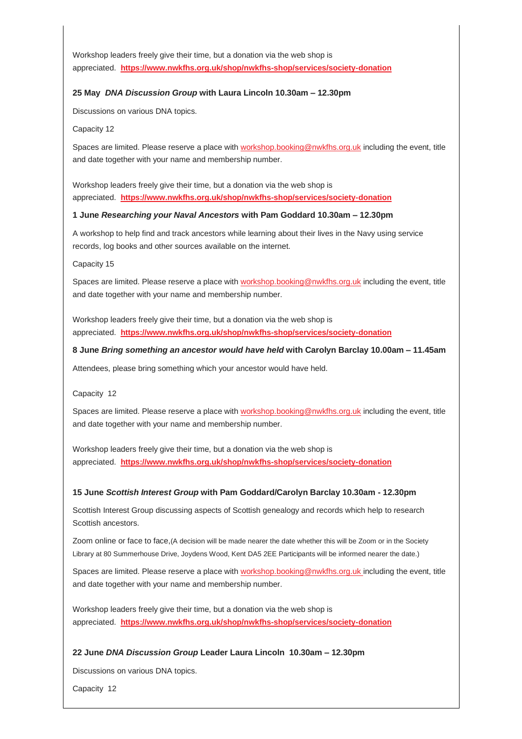Workshop leaders freely give their time, but a donation via the web shop is appreciated. **https://www.nwkfhs.org.uk/shop/nwkfhs-shop/services/society-donation**

**25 May** ***DNA Discussion Group*** **with Laura Lincoln 10.30am – 12.30pm**

Discussions on various DNA topics.

Capacity 12

Spaces are limited. Please reserve a place with workshop.booking@nwkfhs.org.uk including the event, title and date together with your name and membership number.

Workshop leaders freely give their time, but a donation via the web shop is appreciated. **https://www.nwkfhs.org.uk/shop/nwkfhs-shop/services/society-donation**

**1 June** ***Researching your Naval Ancestors*** **with Pam Goddard 10.30am – 12.30pm**

A workshop to help find and track ancestors while learning about their lives in the Navy using service records, log books and other sources available on the internet.

Capacity 15

Spaces are limited. Please reserve a place with workshop.booking@nwkfhs.org.uk including the event, title and date together with your name and membership number.

Workshop leaders freely give their time, but a donation via the web shop is appreciated. **https://www.nwkfhs.org.uk/shop/nwkfhs-shop/services/society-donation**

**8 June** ***Bring something an ancestor would have held*** **with Carolyn Barclay 10.00am – 11.45am**

Attendees, please bring something which your ancestor would have held.

Capacity 12

Spaces are limited. Please reserve a place with workshop.booking@nwkfhs.org.uk including the event, title and date together with your name and membership number.

Workshop leaders freely give their time, but a donation via the web shop is appreciated. **https://www.nwkfhs.org.uk/shop/nwkfhs-shop/services/society-donation**

**15 June** ***Scottish Interest Group*** **with Pam Goddard/Carolyn Barclay 10.30am - 12.30pm**

Scottish Interest Group discussing aspects of Scottish genealogy and records which help to research Scottish ancestors.

Zoom online or face to face,(A decision will be made nearer the date whether this will be Zoom or in the Society Library at 80 Summerhouse Drive, Joydens Wood, Kent DA5 2EE Participants will be informed nearer the date.)

Spaces are limited. Please reserve a place with workshop.booking@nwkfhs.org.uk including the event, title and date together with your name and membership number.

Workshop leaders freely give their time, but a donation via the web shop is appreciated. **https://www.nwkfhs.org.uk/shop/nwkfhs-shop/services/society-donation**

**22 June** ***DNA Discussion Group*** **Leader Laura Lincoln 10.30am – 12.30pm**

Discussions on various DNA topics.

Capacity 12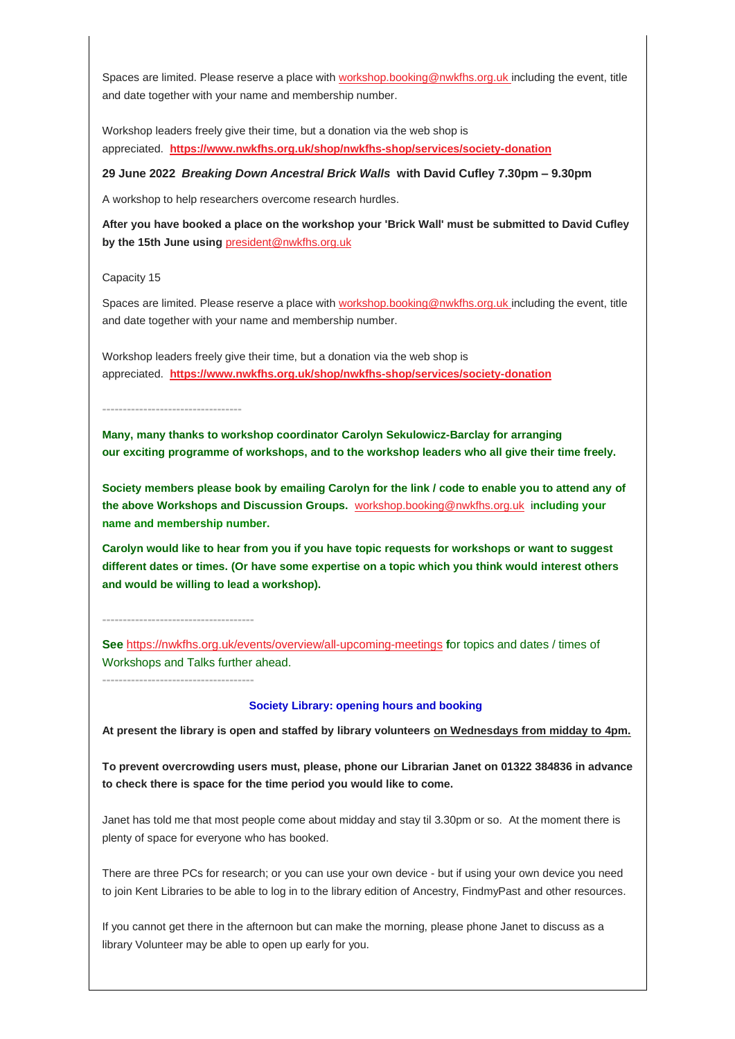Spaces are limited. Please reserve a place with workshop.booking@nwkfhs.org.uk including the event, title and date together with your name and membership number.

Workshop leaders freely give their time, but a donation via the web shop is appreciated. **https://www.nwkfhs.org.uk/shop/nwkfhs-shop/services/society-donation**

**29 June 2022** ***Breaking Down Ancestral Brick Walls*** **with David Cufley 7.30pm – 9.30pm**

A workshop to help researchers overcome research hurdles.

**After you have booked a place on the workshop your 'Brick Wall' must be submitted to David Cufley by the 15th June using** president@nwkfhs.org.uk

Capacity 15

Spaces are limited. Please reserve a place with workshop.booking@nwkfhs.org.uk including the event, title and date together with your name and membership number.

Workshop leaders freely give their time, but a donation via the web shop is appreciated. **https://www.nwkfhs.org.uk/shop/nwkfhs-shop/services/society-donation**

---

**Many, many thanks to workshop coordinator Carolyn Sekulowicz-Barclay for arranging our exciting programme of workshops, and to the workshop leaders who all give their time freely.**

**Society members please book by emailing Carolyn for the link / code to enable you to attend any of the above Workshops and Discussion Groups.** workshop.booking@nwkfhs.org.uk **including your name and membership number.**

**Carolyn would like to hear from you if you have topic requests for workshops or want to suggest different dates or times. (Or have some expertise on a topic which you think would interest others and would be willing to lead a workshop).**

---

**See** https://nwkfhs.org.uk/events/overview/all-upcoming-meetings for topics and dates / times of Workshops and Talks further ahead.

---

### Society Library: opening hours and booking

**At present the library is open and staffed by library volunteers on Wednesdays from midday to 4pm.**

**To prevent overcrowding users must, please, phone our Librarian Janet on 01322 384836 in advance to check there is space for the time period you would like to come.**

Janet has told me that most people come about midday and stay til 3.30pm or so. At the moment there is plenty of space for everyone who has booked.

There are three PCs for research; or you can use your own device - but if using your own device you need to join Kent Libraries to be able to log in to the library edition of Ancestry, FindmyPast and other resources.

If you cannot get there in the afternoon but can make the morning, please phone Janet to discuss as a library Volunteer may be able to open up early for you.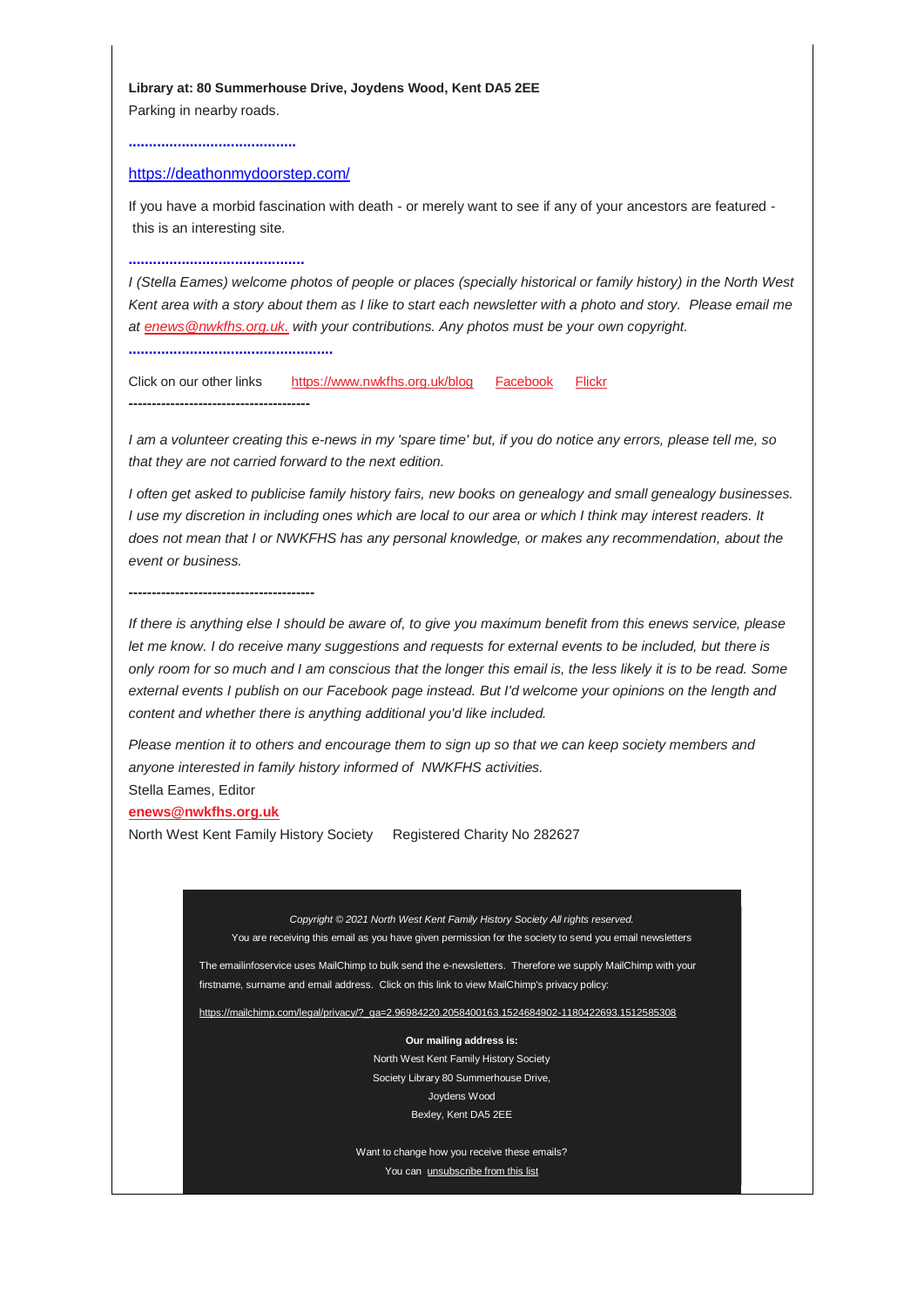**Library at: 80 Summerhouse Drive, Joydens Wood, Kent DA5 2EE**
Parking in nearby roads.

**.........................................**

https://deathonmydoorstep.com/

If you have a morbid fascination with death - or merely want to see if any of your ancestors are featured - this is an interesting site.

**...........................................**

*I (Stella Eames) welcome photos of people or places (specially historical or family history) in the North West Kent area with a story about them as I like to start each newsletter with a photo and story. Please email me at enews@nwkfhs.org.uk. with your contributions. Any photos must be your own copyright.*

**..................................................**

Click on our other links https://www.nwkfhs.org.uk/blog Facebook Flickr

**---------------------------------------**

*I am a volunteer creating this e-news in my 'spare time' but, if you do notice any errors, please tell me, so that they are not carried forward to the next edition.*

*I often get asked to publicise family history fairs, new books on genealogy and small genealogy businesses. I use my discretion in including ones which are local to our area or which I think may interest readers. It does not mean that I or NWKFHS has any personal knowledge, or makes any recommendation, about the event or business.*

**---------------------------------------**

*If there is anything else I should be aware of, to give you maximum benefit from this enews service, please let me know. I do receive many suggestions and requests for external events to be included, but there is only room for so much and I am conscious that the longer this email is, the less likely it is to be read. Some external events I publish on our Facebook page instead. But I'd welcome your opinions on the length and content and whether there is anything additional you'd like included.*

*Please mention it to others and encourage them to sign up so that we can keep society members and anyone interested in family history informed of NWKFHS activities.*
Stella Eames, Editor
**enews@nwkfhs.org.uk**
North West Kent Family History Society Registered Charity No 282627

*Copyright © 2021 North West Kent Family History Society All rights reserved.*
You are receiving this email as you have given permission for the society to send you email newsletters

The emailinfoservice uses MailChimp to bulk send the e-newsletters. Therefore we supply MailChimp with your firstname, surname and email address. Click on this link to view MailChimp's privacy policy:

https://mailchimp.com/legal/privacy/?_ga=2.96984220.2058400163.1524684902-1180422693.1512585308

**Our mailing address is:**
North West Kent Family History Society
Society Library 80 Summerhouse Drive,
Joydens Wood
Bexley, Kent DA5 2EE

Want to change how you receive these emails?
You can unsubscribe from this list